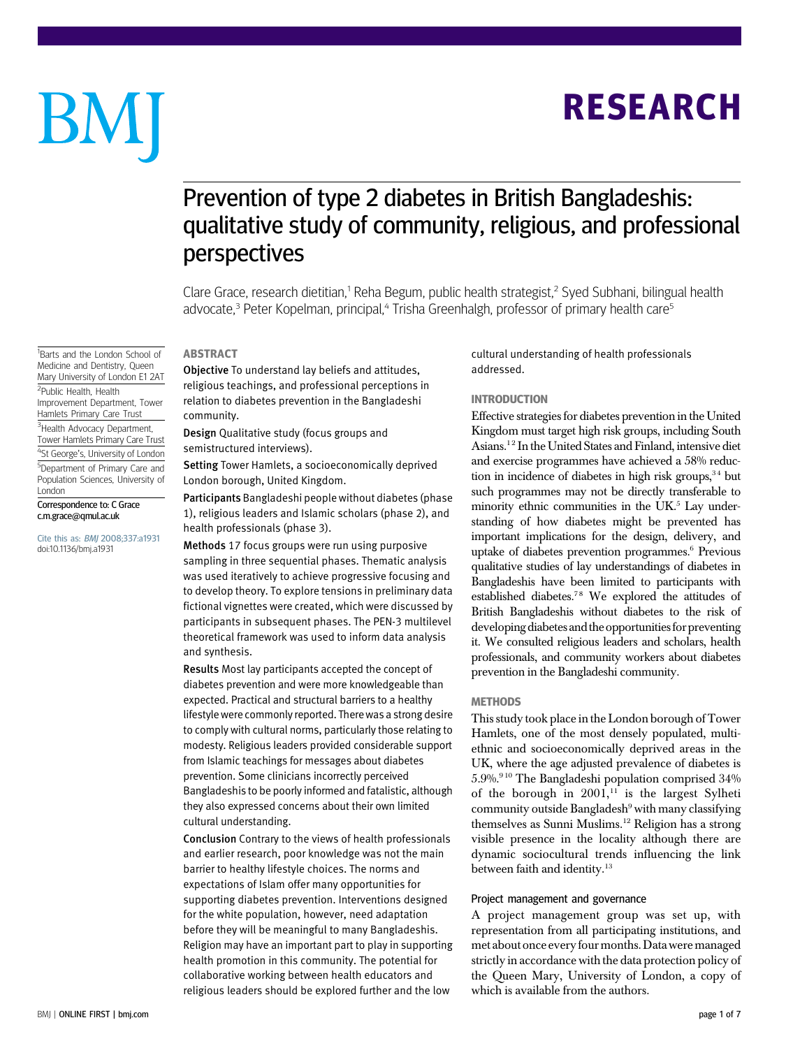# Prevention of type 2 diabetes in British Bangladeshis: qualitative study of community, religious, and professional perspectives

Clare Grace, research dietitian,[1] Reha Begum, public health strategist,[2] Syed Subhani, bilingual health advocate,[3] Peter Kopelman, principal,[4] Trisha Greenhalgh, professor of primary health care[5]

[1]Barts and the London School of Medicine and Dentistry, Queen Mary University of London E1 2AT

[2]Public Health, Health Improvement Department, Tower Hamlets Primary Care Trust

[3]Health Advocacy Department, Tower Hamlets Primary Care Trust

[4]St George's, University of London

[5]Department of Primary Care and Population Sciences, University of London

Correspondence to: C Grace c.m.grace@qmul.ac.uk

Cite this as: *BMJ* 2008;337:a1931 doi:10.1136/bmj.a1931

## ABSTRACT

**Objective** To understand lay beliefs and attitudes, religious teachings, and professional perceptions in relation to diabetes prevention in the Bangladeshi community.

**Design** Qualitative study (focus groups and semistructured interviews).

**Setting** Tower Hamlets, a socioeconomically deprived London borough, United Kingdom.

**Participants** Bangladeshi people without diabetes (phase 1), religious leaders and Islamic scholars (phase 2), and health professionals (phase 3).

**Methods** 17 focus groups were run using purposive sampling in three sequential phases. Thematic analysis was used iteratively to achieve progressive focusing and to develop theory. To explore tensions in preliminary data fictional vignettes were created, which were discussed by participants in subsequent phases. The PEN-3 multilevel theoretical framework was used to inform data analysis and synthesis.

**Results** Most lay participants accepted the concept of diabetes prevention and were more knowledgeable than expected. Practical and structural barriers to a healthy lifestyle were commonly reported. There was a strong desire to comply with cultural norms, particularly those relating to modesty. Religious leaders provided considerable support from Islamic teachings for messages about diabetes prevention. Some clinicians incorrectly perceived Bangladeshis to be poorly informed and fatalistic, although they also expressed concerns about their own limited cultural understanding.

**Conclusion** Contrary to the views of health professionals and earlier research, poor knowledge was not the main barrier to healthy lifestyle choices. The norms and expectations of Islam offer many opportunities for supporting diabetes prevention. Interventions designed for the white population, however, need adaptation before they will be meaningful to many Bangladeshis. Religion may have an important part to play in supporting health promotion in this community. The potential for collaborative working between health educators and religious leaders should be explored further and the low cultural understanding of health professionals addressed.

## INTRODUCTION

Effective strategies for diabetes prevention in the United Kingdom must target high risk groups, including South Asians.[1 2] In the United States and Finland, intensive diet and exercise programmes have achieved a 58% reduction in incidence of diabetes in high risk groups,[3 4] but such programmes may not be directly transferable to minority ethnic communities in the UK.[5] Lay understanding of how diabetes might be prevented has important implications for the design, delivery, and uptake of diabetes prevention programmes.[6] Previous qualitative studies of lay understandings of diabetes in Bangladeshis have been limited to participants with established diabetes.[7 8] We explored the attitudes of British Bangladeshis without diabetes to the risk of developing diabetes and the opportunities for preventing it. We consulted religious leaders and scholars, health professionals, and community workers about diabetes prevention in the Bangladeshi community.

## METHODS

This study took place in the London borough of Tower Hamlets, one of the most densely populated, multiethnic and socioeconomically deprived areas in the UK, where the age adjusted prevalence of diabetes is 5.9%.[9 10] The Bangladeshi population comprised 34% of the borough in 2001,[11] is the largest Sylheti community outside Bangladesh[9] with many classifying themselves as Sunni Muslims.[12] Religion has a strong visible presence in the locality although there are dynamic sociocultural trends influencing the link between faith and identity.[13]

### Project management and governance

A project management group was set up, with representation from all participating institutions, and met about once every four months. Data were managed strictly in accordance with the data protection policy of the Queen Mary, University of London, a copy of which is available from the authors.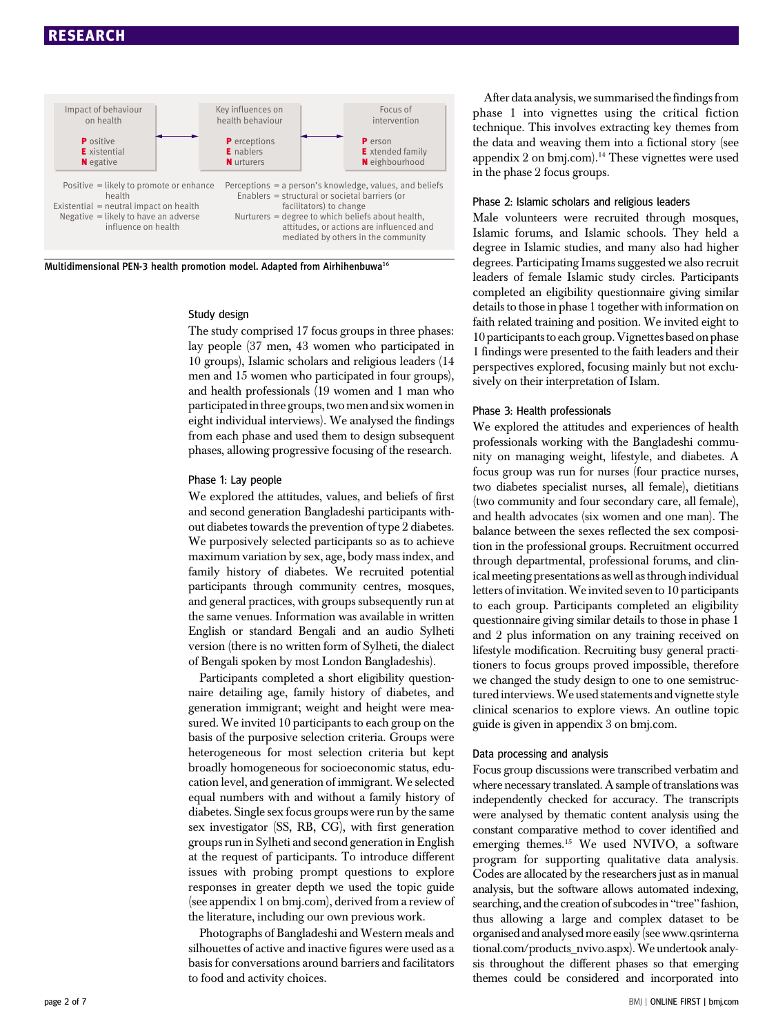| Impact of behaviour on health | | Key influences on health behaviour | | Focus of intervention |
|---|---|---|---|---|
| **P** ositive | ↔ | **P** erceptions | ↔ | **P** erson |
| **E** xistential | | **E** nablers | | **E** xtended family |
| **N** egative | | **N** urturers | | **N** eighbourhood |

Positive = likely to promote or enhance health
Existential = neutral impact on health
Negative = likely to have an adverse influence on health

Perceptions = a person's knowledge, values, and beliefs
Enablers = structural or societal barriers (or facilitators) to change
Nurturers = degree to which beliefs about health, attitudes, or actions are influenced and mediated by others in the community

Multidimensional PEN-3 health promotion model. Adapted from Airhihenbuwa[16]

### Study design

The study comprised 17 focus groups in three phases: lay people (37 men, 43 women who participated in 10 groups), Islamic scholars and religious leaders (14 men and 15 women who participated in four groups), and health professionals (19 women and 1 man who participated in three groups, two men and six women in eight individual interviews). We analysed the findings from each phase and used them to design subsequent phases, allowing progressive focusing of the research.

### Phase 1: Lay people

We explored the attitudes, values, and beliefs of first and second generation Bangladeshi participants without diabetes towards the prevention of type 2 diabetes. We purposively selected participants so as to achieve maximum variation by sex, age, body mass index, and family history of diabetes. We recruited potential participants through community centres, mosques, and general practices, with groups subsequently run at the same venues. Information was available in written English or standard Bengali and an audio Sylheti version (there is no written form of Sylheti, the dialect of Bengali spoken by most London Bangladeshis).

Participants completed a short eligibility questionnaire detailing age, family history of diabetes, and generation immigrant; weight and height were measured. We invited 10 participants to each group on the basis of the purposive selection criteria. Groups were heterogeneous for most selection criteria but kept broadly homogeneous for socioeconomic status, education level, and generation of immigrant. We selected equal numbers with and without a family history of diabetes. Single sex focus groups were run by the same sex investigator (SS, RB, CG), with first generation groups run in Sylheti and second generation in English at the request of participants. To introduce different issues with probing prompt questions to explore responses in greater depth we used the topic guide (see appendix 1 on bmj.com), derived from a review of the literature, including our own previous work.

Photographs of Bangladeshi and Western meals and silhouettes of active and inactive figures were used as a basis for conversations around barriers and facilitators to food and activity choices.

After data analysis, we summarised the findings from phase 1 into vignettes using the critical fiction technique. This involves extracting key themes from the data and weaving them into a fictional story (see appendix 2 on bmj.com).[14] These vignettes were used in the phase 2 focus groups.

### Phase 2: Islamic scholars and religious leaders

Male volunteers were recruited through mosques, Islamic forums, and Islamic schools. They held a degree in Islamic studies, and many also had higher degrees. Participating Imams suggested we also recruit leaders of female Islamic study circles. Participants completed an eligibility questionnaire giving similar details to those in phase 1 together with information on faith related training and position. We invited eight to 10 participants to each group. Vignettes based on phase 1 findings were presented to the faith leaders and their perspectives explored, focusing mainly but not exclusively on their interpretation of Islam.

### Phase 3: Health professionals

We explored the attitudes and experiences of health professionals working with the Bangladeshi community on managing weight, lifestyle, and diabetes. A focus group was run for nurses (four practice nurses, two diabetes specialist nurses, all female), dietitians (two community and four secondary care, all female), and health advocates (six women and one man). The balance between the sexes reflected the sex composition in the professional groups. Recruitment occurred through departmental, professional forums, and clinical meeting presentations as well as through individual letters of invitation. We invited seven to 10 participants to each group. Participants completed an eligibility questionnaire giving similar details to those in phase 1 and 2 plus information on any training received on lifestyle modification. Recruiting busy general practitioners to focus groups proved impossible, therefore we changed the study design to one to one semistructured interviews. We used statements and vignette style clinical scenarios to explore views. An outline topic guide is given in appendix 3 on bmj.com.

### Data processing and analysis

Focus group discussions were transcribed verbatim and where necessary translated. A sample of translations was independently checked for accuracy. The transcripts were analysed by thematic content analysis using the constant comparative method to cover identified and emerging themes.[15] We used NVIVO, a software program for supporting qualitative data analysis. Codes are allocated by the researchers just as in manual analysis, but the software allows automated indexing, searching, and the creation of subcodes in "tree" fashion, thus allowing a large and complex dataset to be organised and analysed more easily (see www.qsrinternational.com/products_nvivo.aspx). We undertook analysis throughout the different phases so that emerging themes could be considered and incorporated into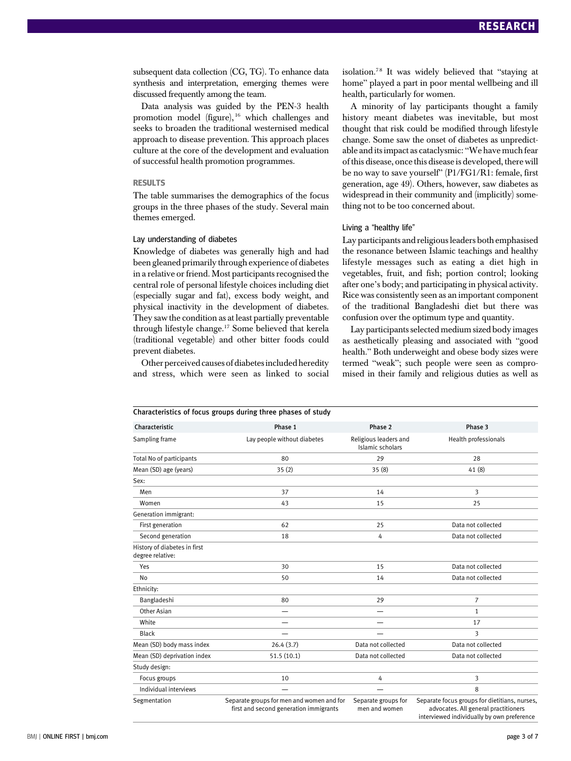subsequent data collection (CG, TG). To enhance data synthesis and interpretation, emerging themes were discussed frequently among the team.

Data analysis was guided by the PEN-3 health promotion model (figure),[16] which challenges and seeks to broaden the traditional westernised medical approach to disease prevention. This approach places culture at the core of the development and evaluation of successful health promotion programmes.

## RESULTS

The table summarises the demographics of the focus groups in the three phases of the study. Several main themes emerged.

### Lay understanding of diabetes

Knowledge of diabetes was generally high and had been gleaned primarily through experience of diabetes in a relative or friend. Most participants recognised the central role of personal lifestyle choices including diet (especially sugar and fat), excess body weight, and physical inactivity in the development of diabetes. They saw the condition as at least partially preventable through lifestyle change.[17] Some believed that kerela (traditional vegetable) and other bitter foods could prevent diabetes.

Other perceived causes of diabetes included heredity and stress, which were seen as linked to social isolation.[7 8] It was widely believed that "staying at home" played a part in poor mental wellbeing and ill health, particularly for women.

A minority of lay participants thought a family history meant diabetes was inevitable, but most thought that risk could be modified through lifestyle change. Some saw the onset of diabetes as unpredictable and its impact as cataclysmic: "We have much fear of this disease, once this disease is developed, there will be no way to save yourself" (P1/FG1/R1: female, first generation, age 49). Others, however, saw diabetes as widespread in their community and (implicitly) something not to be too concerned about.

### Living a "healthy life"

Lay participants and religious leaders both emphasised the resonance between Islamic teachings and healthy lifestyle messages such as eating a diet high in vegetables, fruit, and fish; portion control; looking after one's body; and participating in physical activity. Rice was consistently seen as an important component of the traditional Bangladeshi diet but there was confusion over the optimum type and quantity.

Lay participants selected medium sized body images as aesthetically pleasing and associated with "good health." Both underweight and obese body sizes were termed "weak"; such people were seen as compromised in their family and religious duties as well as

Characteristics of focus groups during three phases of study

| Characteristic | Phase 1 | Phase 2 | Phase 3 |
|---|---|---|---|
| Sampling frame | Lay people without diabetes | Religious leaders and Islamic scholars | Health professionals |
| Total No of participants | 80 | 29 | 28 |
| Mean (SD) age (years) | 35 (2) | 35 (8) | 41 (8) |
| Sex: | | | |
| Men | 37 | 14 | 3 |
| Women | 43 | 15 | 25 |
| Generation immigrant: | | | |
| First generation | 62 | 25 | Data not collected |
| Second generation | 18 | 4 | Data not collected |
| History of diabetes in first degree relative: | | | |
| Yes | 30 | 15 | Data not collected |
| No | 50 | 14 | Data not collected |
| Ethnicity: | | | |
| Bangladeshi | 80 | 29 | 7 |
| Other Asian | — | — | 1 |
| White | — | — | 17 |
| Black | — | — | 3 |
| Mean (SD) body mass index | 26.4 (3.7) | Data not collected | Data not collected |
| Mean (SD) deprivation index | 51.5 (10.1) | Data not collected | Data not collected |
| Study design: | | | |
| Focus groups | 10 | 4 | 3 |
| Individual interviews | — | — | 8 |
| Segmentation | Separate groups for men and women and for first and second generation immigrants | Separate groups for men and women | Separate focus groups for dietitians, nurses, advocates. All general practitioners interviewed individually by own preference |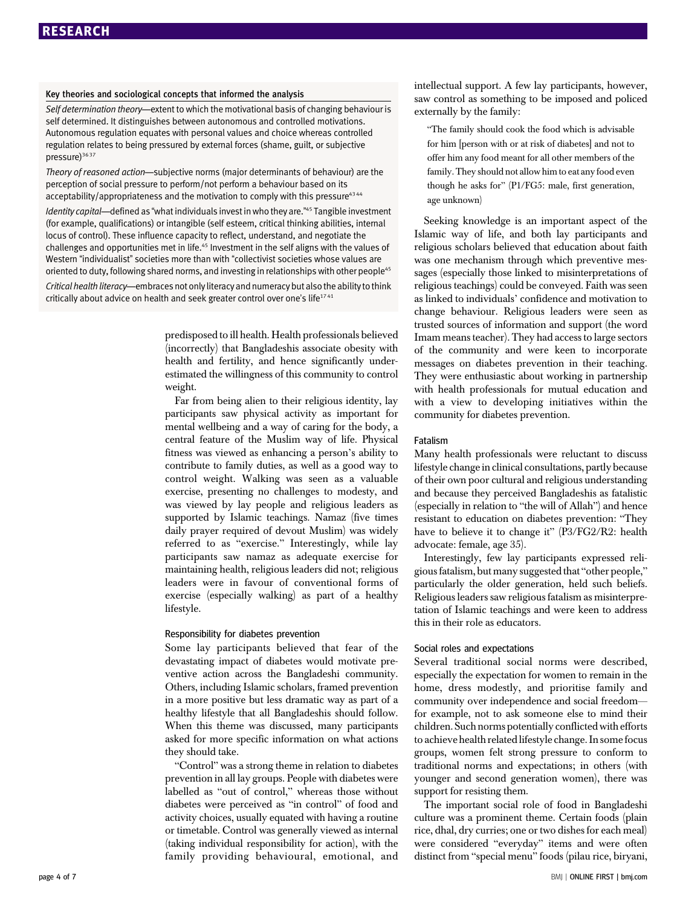### Key theories and sociological concepts that informed the analysis

*Self determination theory*—extent to which the motivational basis of changing behaviour is self determined. It distinguishes between autonomous and controlled motivations. Autonomous regulation equates with personal values and choice whereas controlled regulation relates to being pressured by external forces (shame, guilt, or subjective pressure)[36 37]

*Theory of reasoned action*—subjective norms (major determinants of behaviour) are the perception of social pressure to perform/not perform a behaviour based on its acceptability/appropriateness and the motivation to comply with this pressure[43 44]

*Identity capital*—defined as "what individuals invest in who they are."[45] Tangible investment (for example, qualifications) or intangible (self esteem, critical thinking abilities, internal locus of control). These influence capacity to reflect, understand, and negotiate the challenges and opportunities met in life.[45] Investment in the self aligns with the values of Western "individualist" societies more than with "collectivist societies whose values are oriented to duty, following shared norms, and investing in relationships with other people[45]

*Critical health literacy*—embraces not only literacy and numeracy but also the ability to think critically about advice on health and seek greater control over one's life[17 41]

predisposed to ill health. Health professionals believed (incorrectly) that Bangladeshis associate obesity with health and fertility, and hence significantly underestimated the willingness of this community to control weight.

Far from being alien to their religious identity, lay participants saw physical activity as important for mental wellbeing and a way of caring for the body, a central feature of the Muslim way of life. Physical fitness was viewed as enhancing a person's ability to contribute to family duties, as well as a good way to control weight. Walking was seen as a valuable exercise, presenting no challenges to modesty, and was viewed by lay people and religious leaders as supported by Islamic teachings. Namaz (five times daily prayer required of devout Muslim) was widely referred to as "exercise." Interestingly, while lay participants saw namaz as adequate exercise for maintaining health, religious leaders did not; religious leaders were in favour of conventional forms of exercise (especially walking) as part of a healthy lifestyle.

#### Responsibility for diabetes prevention

Some lay participants believed that fear of the devastating impact of diabetes would motivate preventive action across the Bangladeshi community. Others, including Islamic scholars, framed prevention in a more positive but less dramatic way as part of a healthy lifestyle that all Bangladeshis should follow. When this theme was discussed, many participants asked for more specific information on what actions they should take.

"Control" was a strong theme in relation to diabetes prevention in all lay groups. People with diabetes were labelled as "out of control," whereas those without diabetes were perceived as "in control" of food and activity choices, usually equated with having a routine or timetable. Control was generally viewed as internal (taking individual responsibility for action), with the family providing behavioural, emotional, and intellectual support. A few lay participants, however, saw control as something to be imposed and policed externally by the family:

> "The family should cook the food which is advisable for him [person with or at risk of diabetes] and not to offer him any food meant for all other members of the family. They should not allow him to eat any food even though he asks for" (P1/FG5: male, first generation, age unknown)

Seeking knowledge is an important aspect of the Islamic way of life, and both lay participants and religious scholars believed that education about faith was one mechanism through which preventive messages (especially those linked to misinterpretations of religious teachings) could be conveyed. Faith was seen as linked to individuals' confidence and motivation to change behaviour. Religious leaders were seen as trusted sources of information and support (the word Imam means teacher). They had access to large sectors of the community and were keen to incorporate messages on diabetes prevention in their teaching. They were enthusiastic about working in partnership with health professionals for mutual education and with a view to developing initiatives within the community for diabetes prevention.

#### Fatalism

Many health professionals were reluctant to discuss lifestyle change in clinical consultations, partly because of their own poor cultural and religious understanding and because they perceived Bangladeshis as fatalistic (especially in relation to "the will of Allah") and hence resistant to education on diabetes prevention: "They have to believe it to change it" (P3/FG2/R2: health advocate: female, age 35).

Interestingly, few lay participants expressed religious fatalism, but many suggested that "other people," particularly the older generation, held such beliefs. Religious leaders saw religious fatalism as misinterpretation of Islamic teachings and were keen to address this in their role as educators.

#### Social roles and expectations

Several traditional social norms were described, especially the expectation for women to remain in the home, dress modestly, and prioritise family and community over independence and social freedom—for example, not to ask someone else to mind their children. Such norms potentially conflicted with efforts to achieve health related lifestyle change. In some focus groups, women felt strong pressure to conform to traditional norms and expectations; in others (with younger and second generation women), there was support for resisting them.

The important social role of food in Bangladeshi culture was a prominent theme. Certain foods (plain rice, dhal, dry curries; one or two dishes for each meal) were considered "everyday" items and were often distinct from "special menu" foods (pilau rice, biryani,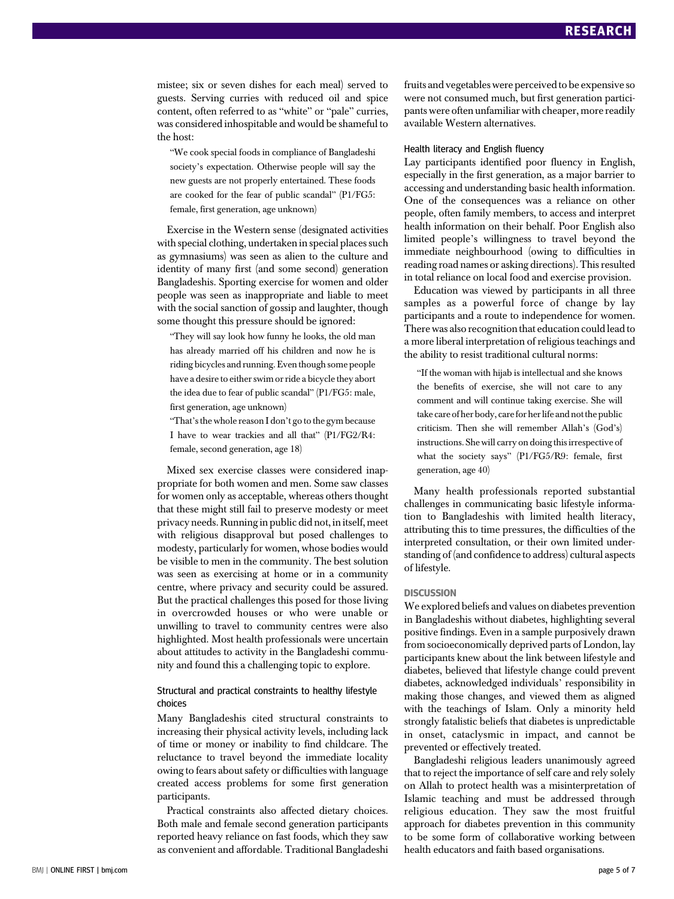mistee; six or seven dishes for each meal) served to guests. Serving curries with reduced oil and spice content, often referred to as "white" or "pale" curries, was considered inhospitable and would be shameful to the host:

> "We cook special foods in compliance of Bangladeshi society's expectation. Otherwise people will say the new guests are not properly entertained. These foods are cooked for the fear of public scandal" (P1/FG5: female, first generation, age unknown)

Exercise in the Western sense (designated activities with special clothing, undertaken in special places such as gymnasiums) was seen as alien to the culture and identity of many first (and some second) generation Bangladeshis. Sporting exercise for women and older people was seen as inappropriate and liable to meet with the social sanction of gossip and laughter, though some thought this pressure should be ignored:

> "They will say look how funny he looks, the old man has already married off his children and now he is riding bicycles and running. Even though some people have a desire to either swim or ride a bicycle they abort the idea due to fear of public scandal" (P1/FG5: male, first generation, age unknown)
>
> "That's the whole reason I don't go to the gym because I have to wear trackies and all that" (P1/FG2/R4: female, second generation, age 18)

Mixed sex exercise classes were considered inappropriate for both women and men. Some saw classes for women only as acceptable, whereas others thought that these might still fail to preserve modesty or meet privacy needs. Running in public did not, in itself, meet with religious disapproval but posed challenges to modesty, particularly for women, whose bodies would be visible to men in the community. The best solution was seen as exercising at home or in a community centre, where privacy and security could be assured. But the practical challenges this posed for those living in overcrowded houses or who were unable or unwilling to travel to community centres were also highlighted. Most health professionals were uncertain about attitudes to activity in the Bangladeshi community and found this a challenging topic to explore.

### Structural and practical constraints to healthy lifestyle choices

Many Bangladeshis cited structural constraints to increasing their physical activity levels, including lack of time or money or inability to find childcare. The reluctance to travel beyond the immediate locality owing to fears about safety or difficulties with language created access problems for some first generation participants.

Practical constraints also affected dietary choices. Both male and female second generation participants reported heavy reliance on fast foods, which they saw as convenient and affordable. Traditional Bangladeshi fruits and vegetables were perceived to be expensive so were not consumed much, but first generation participants were often unfamiliar with cheaper, more readily available Western alternatives.

### Health literacy and English fluency

Lay participants identified poor fluency in English, especially in the first generation, as a major barrier to accessing and understanding basic health information. One of the consequences was a reliance on other people, often family members, to access and interpret health information on their behalf. Poor English also limited people's willingness to travel beyond the immediate neighbourhood (owing to difficulties in reading road names or asking directions). This resulted in total reliance on local food and exercise provision.

Education was viewed by participants in all three samples as a powerful force of change by lay participants and a route to independence for women. There was also recognition that education could lead to a more liberal interpretation of religious teachings and the ability to resist traditional cultural norms:

> "If the woman with hijab is intellectual and she knows the benefits of exercise, she will not care to any comment and will continue taking exercise. She will take care of her body, care for her life and not the public criticism. Then she will remember Allah's (God's) instructions. She will carry on doing this irrespective of what the society says" (P1/FG5/R9: female, first generation, age 40)

Many health professionals reported substantial challenges in communicating basic lifestyle information to Bangladeshis with limited health literacy, attributing this to time pressures, the difficulties of the interpreted consultation, or their own limited understanding of (and confidence to address) cultural aspects of lifestyle.

## DISCUSSION

We explored beliefs and values on diabetes prevention in Bangladeshis without diabetes, highlighting several positive findings. Even in a sample purposively drawn from socioeconomically deprived parts of London, lay participants knew about the link between lifestyle and diabetes, believed that lifestyle change could prevent diabetes, acknowledged individuals' responsibility in making those changes, and viewed them as aligned with the teachings of Islam. Only a minority held strongly fatalistic beliefs that diabetes is unpredictable in onset, cataclysmic in impact, and cannot be prevented or effectively treated.

Bangladeshi religious leaders unanimously agreed that to reject the importance of self care and rely solely on Allah to protect health was a misinterpretation of Islamic teaching and must be addressed through religious education. They saw the most fruitful approach for diabetes prevention in this community to be some form of collaborative working between health educators and faith based organisations.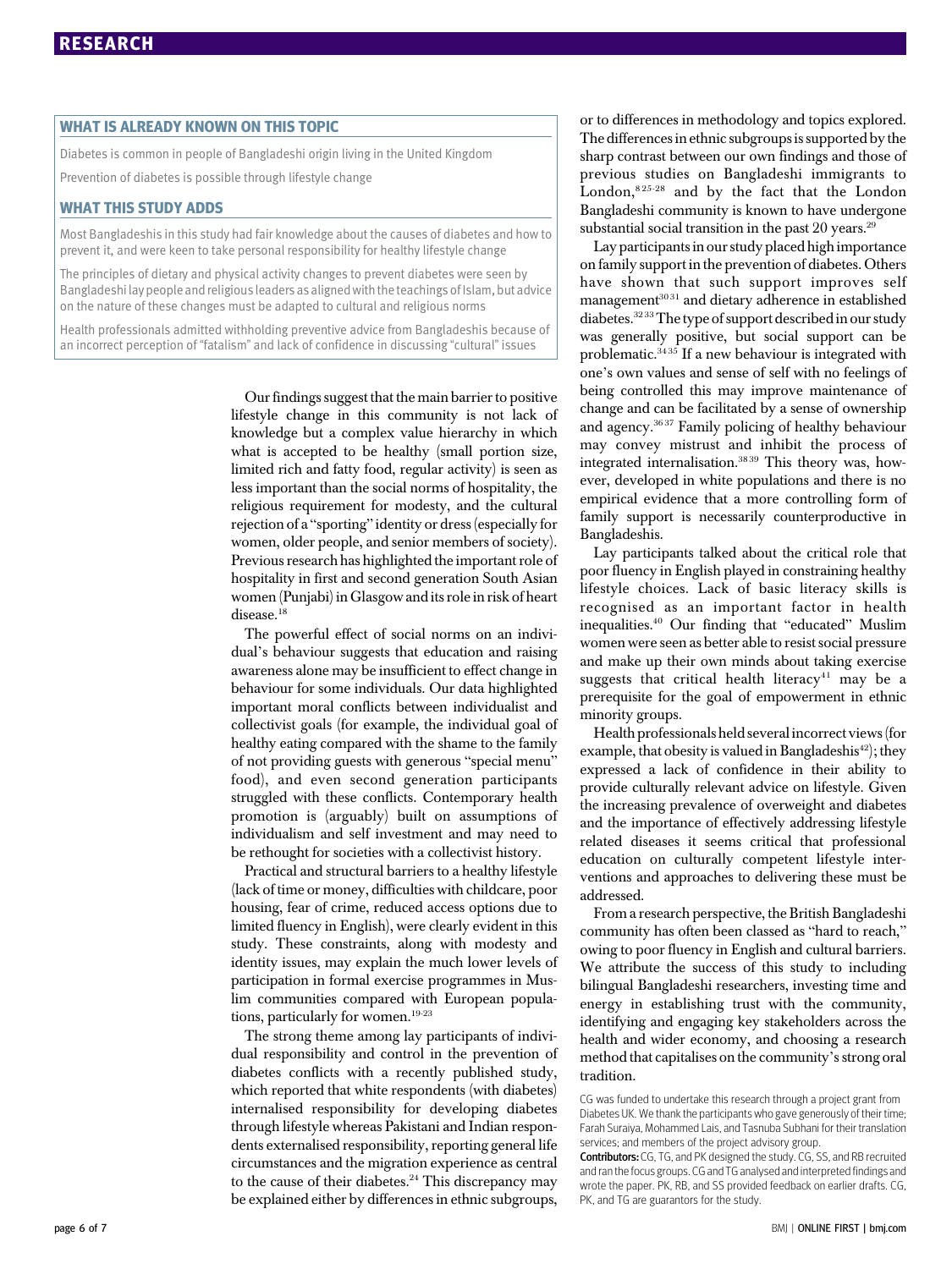## WHAT IS ALREADY KNOWN ON THIS TOPIC

Diabetes is common in people of Bangladeshi origin living in the United Kingdom

Prevention of diabetes is possible through lifestyle change

## WHAT THIS STUDY ADDS

Most Bangladeshis in this study had fair knowledge about the causes of diabetes and how to prevent it, and were keen to take personal responsibility for healthy lifestyle change

The principles of dietary and physical activity changes to prevent diabetes were seen by Bangladeshi lay people and religious leaders as aligned with the teachings of Islam, but advice on the nature of these changes must be adapted to cultural and religious norms

Health professionals admitted withholding preventive advice from Bangladeshis because of an incorrect perception of "fatalism" and lack of confidence in discussing "cultural" issues

Our findings suggest that the main barrier to positive lifestyle change in this community is not lack of knowledge but a complex value hierarchy in which what is accepted to be healthy (small portion size, limited rich and fatty food, regular activity) is seen as less important than the social norms of hospitality, the religious requirement for modesty, and the cultural rejection of a "sporting" identity or dress (especially for women, older people, and senior members of society). Previous research has highlighted the important role of hospitality in first and second generation South Asian women (Punjabi) in Glasgow and its role in risk of heart disease.[18]

The powerful effect of social norms on an individual's behaviour suggests that education and raising awareness alone may be insufficient to effect change in behaviour for some individuals. Our data highlighted important moral conflicts between individualist and collectivist goals (for example, the individual goal of healthy eating compared with the shame to the family of not providing guests with generous "special menu" food), and even second generation participants struggled with these conflicts. Contemporary health promotion is (arguably) built on assumptions of individualism and self investment and may need to be rethought for societies with a collectivist history.

Practical and structural barriers to a healthy lifestyle (lack of time or money, difficulties with childcare, poor housing, fear of crime, reduced access options due to limited fluency in English), were clearly evident in this study. These constraints, along with modesty and identity issues, may explain the much lower levels of participation in formal exercise programmes in Muslim communities compared with European populations, particularly for women.[19-23]

The strong theme among lay participants of individual responsibility and control in the prevention of diabetes conflicts with a recently published study, which reported that white respondents (with diabetes) internalised responsibility for developing diabetes through lifestyle whereas Pakistani and Indian respondents externalised responsibility, reporting general life circumstances and the migration experience as central to the cause of their diabetes.[24] This discrepancy may be explained either by differences in ethnic subgroups, or to differences in methodology and topics explored. The differences in ethnic subgroups is supported by the sharp contrast between our own findings and those of previous studies on Bangladeshi immigrants to London,[8 25-28] and by the fact that the London Bangladeshi community is known to have undergone substantial social transition in the past 20 years.[29]

Lay participants in our study placed high importance on family support in the prevention of diabetes. Others have shown that such support improves self management[30 31] and dietary adherence in established diabetes.[32 33] The type of support described in our study was generally positive, but social support can be problematic.[34 35] If a new behaviour is integrated with one's own values and sense of self with no feelings of being controlled this may improve maintenance of change and can be facilitated by a sense of ownership and agency.[36 37] Family policing of healthy behaviour may convey mistrust and inhibit the process of integrated internalisation.[38 39] This theory was, however, developed in white populations and there is no empirical evidence that a more controlling form of family support is necessarily counterproductive in Bangladeshis.

Lay participants talked about the critical role that poor fluency in English played in constraining healthy lifestyle choices. Lack of basic literacy skills is recognised as an important factor in health inequalities.[40] Our finding that "educated" Muslim women were seen as better able to resist social pressure and make up their own minds about taking exercise suggests that critical health literacy[41] may be a prerequisite for the goal of empowerment in ethnic minority groups.

Health professionals held several incorrect views (for example, that obesity is valued in Bangladeshis[42]); they expressed a lack of confidence in their ability to provide culturally relevant advice on lifestyle. Given the increasing prevalence of overweight and diabetes and the importance of effectively addressing lifestyle related diseases it seems critical that professional education on culturally competent lifestyle interventions and approaches to delivering these must be addressed.

From a research perspective, the British Bangladeshi community has often been classed as "hard to reach," owing to poor fluency in English and cultural barriers. We attribute the success of this study to including bilingual Bangladeshi researchers, investing time and energy in establishing trust with the community, identifying and engaging key stakeholders across the health and wider economy, and choosing a research method that capitalises on the community's strong oral tradition.

CG was funded to undertake this research through a project grant from Diabetes UK. We thank the participants who gave generously of their time; Farah Suraiya, Mohammed Lais, and Tasnuba Subhani for their translation services; and members of the project advisory group.

**Contributors:** CG, TG, and PK designed the study. CG, SS, and RB recruited and ran the focus groups. CG and TG analysed and interpreted findings and wrote the paper. PK, RB, and SS provided feedback on earlier drafts. CG, PK, and TG are guarantors for the study.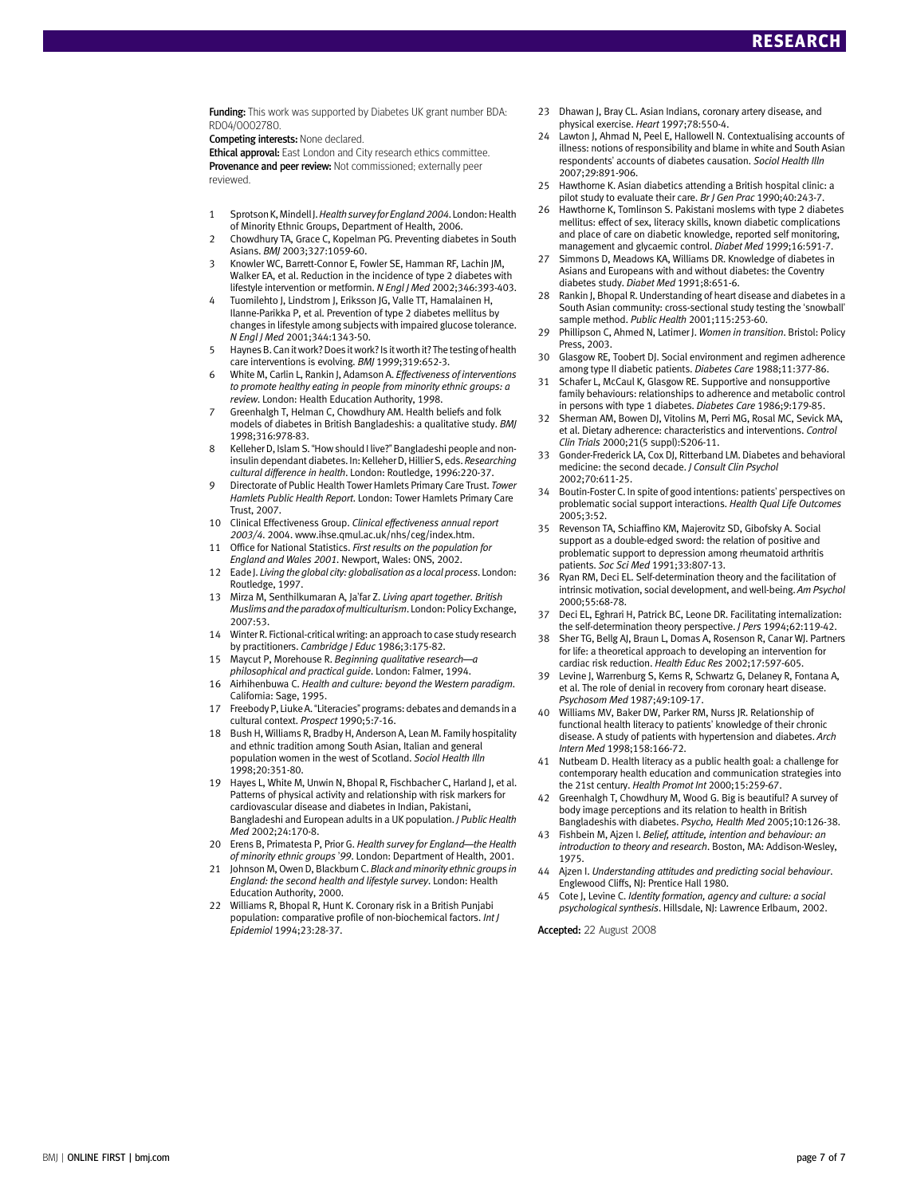**Funding:** This work was supported by Diabetes UK grant number BDA: RD04/0002780.

**Competing interests:** None declared.

**Ethical approval:** East London and City research ethics committee.

**Provenance and peer review:** Not commissioned; externally peer reviewed.

1. Sprotson K, Mindell J. *Health survey for England 2004*. London: Health of Minority Ethnic Groups, Department of Health, 2006.
2. Chowdhury TA, Grace C, Kopelman PG. Preventing diabetes in South Asians. *BMJ* 2003;327:1059-60.
3. Knowler WC, Barrett-Connor E, Fowler SE, Hamman RF, Lachin JM, Walker EA, et al. Reduction in the incidence of type 2 diabetes with lifestyle intervention or metformin. *N Engl J Med* 2002;346:393-403.
4. Tuomilehto J, Lindstrom J, Eriksson JG, Valle TT, Hamalainen H, Ilanne-Parikka P, et al. Prevention of type 2 diabetes mellitus by changes in lifestyle among subjects with impaired glucose tolerance. *N Engl J Med* 2001;344:1343-50.
5. Haynes B. Can it work? Does it work? Is it worth it? The testing of health care interventions is evolving. *BMJ* 1999;319:652-3.
6. White M, Carlin L, Rankin J, Adamson A. *Effectiveness of interventions to promote healthy eating in people from minority ethnic groups: a review*. London: Health Education Authority, 1998.
7. Greenhalgh T, Helman C, Chowdhury AM. Health beliefs and folk models of diabetes in British Bangladeshis: a qualitative study. *BMJ* 1998;316:978-83.
8. Kelleher D, Islam S. "How should I live?" Bangladeshi people and non-insulin dependant diabetes. In: Kelleher D, Hillier S, eds. *Researching cultural difference in health*. London: Routledge, 1996:220-37.
9. Directorate of Public Health Tower Hamlets Primary Care Trust. *Tower Hamlets Public Health Report*. London: Tower Hamlets Primary Care Trust, 2007.
10. Clinical Effectiveness Group. *Clinical effectiveness annual report 2003/4*. 2004. www.ihse.qmul.ac.uk/nhs/ceg/index.htm.
11. Office for National Statistics. *First results on the population for England and Wales 2001*. Newport, Wales: ONS, 2002.
12. Eade J. *Living the global city: globalisation as a local process*. London: Routledge, 1997.
13. Mirza M, Senthilkumaran A, Ja'far Z. *Living apart together. British Muslims and the paradox of multiculturism*. London: Policy Exchange, 2007:53.
14. Winter R. Fictional-critical writing: an approach to case study research by practitioners. *Cambridge J Educ* 1986;3:175-82.
15. Maycut P, Morehouse R. *Beginning qualitative research—a philosophical and practical guide*. London: Falmer, 1994.
16. Airhihenbuwa C. *Health and culture: beyond the Western paradigm*. California: Sage, 1995.
17. Freebody P, Liuke A. "Literacies" programs: debates and demands in a cultural context. *Prospect* 1990;5:7-16.
18. Bush H, Williams R, Bradby H, Anderson A, Lean M. Family hospitality and ethnic tradition among South Asian, Italian and general population women in the west of Scotland. *Sociol Health Illn* 1998;20:351-80.
19. Hayes L, White M, Unwin N, Bhopal R, Fischbacher C, Harland J, et al. Patterns of physical activity and relationship with risk markers for cardiovascular disease and diabetes in Indian, Pakistani, Bangladeshi and European adults in a UK population. *J Public Health Med* 2002;24:170-8.
20. Erens B, Primatesta P, Prior G. *Health survey for England—the Health of minority ethnic groups '99*. London: Department of Health, 2001.
21. Johnson M, Owen D, Blackburn C. *Black and minority ethnic groups in England: the second health and lifestyle survey*. London: Health Education Authority, 2000.
22. Williams R, Bhopal R, Hunt K. Coronary risk in a British Punjabi population: comparative profile of non-biochemical factors. *Int J Epidemiol* 1994;23:28-37.
23. Dhawan J, Bray CL. Asian Indians, coronary artery disease, and physical exercise. *Heart* 1997;78:550-4.
24. Lawton J, Ahmad N, Peel E, Hallowell N. Contextualising accounts of illness: notions of responsibility and blame in white and South Asian respondents' accounts of diabetes causation. *Sociol Health Illn* 2007;29:891-906.
25. Hawthorne K. Asian diabetics attending a British hospital clinic: a pilot study to evaluate their care. *Br J Gen Prac* 1990;40:243-7.
26. Hawthorne K, Tomlinson S. Pakistani moslems with type 2 diabetes mellitus: effect of sex, literacy skills, known diabetic complications and place of care on diabetic knowledge, reported self monitoring, management and glycaemic control. *Diabet Med* 1999;16:591-7.
27. Simmons D, Meadows KA, Williams DR. Knowledge of diabetes in Asians and Europeans with and without diabetes: the Coventry diabetes study. *Diabet Med* 1991;8:651-6.
28. Rankin J, Bhopal R. Understanding of heart disease and diabetes in a South Asian community: cross-sectional study testing the 'snowball' sample method. *Public Health* 2001;115:253-60.
29. Phillipson C, Ahmed N, Latimer J. *Women in transition*. Bristol: Policy Press, 2003.
30. Glasgow RE, Toobert DJ. Social environment and regimen adherence among type II diabetic patients. *Diabetes Care* 1988;11:377-86.
31. Schafer L, McCaul K, Glasgow RE. Supportive and nonsupportive family behaviours: relationships to adherence and metabolic control in persons with type 1 diabetes. *Diabetes Care* 1986;9:179-85.
32. Sherman AM, Bowen DJ, Vitolins M, Perri MG, Rosal MC, Sevick MA, et al. Dietary adherence: characteristics and interventions. *Control Clin Trials* 2000;21(5 suppl):S206-11.
33. Gonder-Frederick LA, Cox DJ, Ritterband LM. Diabetes and behavioral medicine: the second decade. *J Consult Clin Psychol* 2002;70:611-25.
34. Boutin-Foster C. In spite of good intentions: patients' perspectives on problematic social support interactions. *Health Qual Life Outcomes* 2005;3:52.
35. Revenson TA, Schiaffino KM, Majerovitz SD, Gibofsky A. Social support as a double-edged sword: the relation of positive and problematic support to depression among rheumatoid arthritis patients. *Soc Sci Med* 1991;33:807-13.
36. Ryan RM, Deci EL. Self-determination theory and the facilitation of intrinsic motivation, social development, and well-being. *Am Psychol* 2000;55:68-78.
37. Deci EL, Eghrari H, Patrick BC, Leone DR. Facilitating internalization: the self-determination theory perspective. *J Pers* 1994;62:119-42.
38. Sher TG, Bellg AJ, Braun L, Domas A, Rosenson R, Canar WJ. Partners for life: a theoretical approach to developing an intervention for cardiac risk reduction. *Health Educ Res* 2002;17:597-605.
39. Levine J, Warrenburg S, Kems R, Schwartz G, Delaney R, Fontana A, et al. The role of denial in recovery from coronary heart disease. *Psychosom Med* 1987;49:109-17.
40. Williams MV, Baker DW, Parker RM, Nurss JR. Relationship of functional health literacy to patients' knowledge of their chronic disease. A study of patients with hypertension and diabetes. *Arch Intern Med* 1998;158:166-72.
41. Nutbeam D. Health literacy as a public health goal: a challenge for contemporary health education and communication strategies into the 21st century. *Health Promot Int* 2000;15:259-67.
42. Greenhalgh T, Chowdhury M, Wood G. Big is beautiful? A survey of body image perceptions and its relation to health in British Bangladeshis with diabetes. *Psycho, Health Med* 2005;10:126-38.
43. Fishbein M, Ajzen I. *Belief, attitude, intention and behaviour: an introduction to theory and research*. Boston, MA: Addison-Wesley, 1975.
44. Ajzen I. *Understanding attitudes and predicting social behaviour*. Englewood Cliffs, NJ: Prentice Hall 1980.
45. Cote J, Levine C. *Identity formation, agency and culture: a social psychological synthesis*. Hillsdale, NJ: Lawrence Erlbaum, 2002.

**Accepted:** 22 August 2008